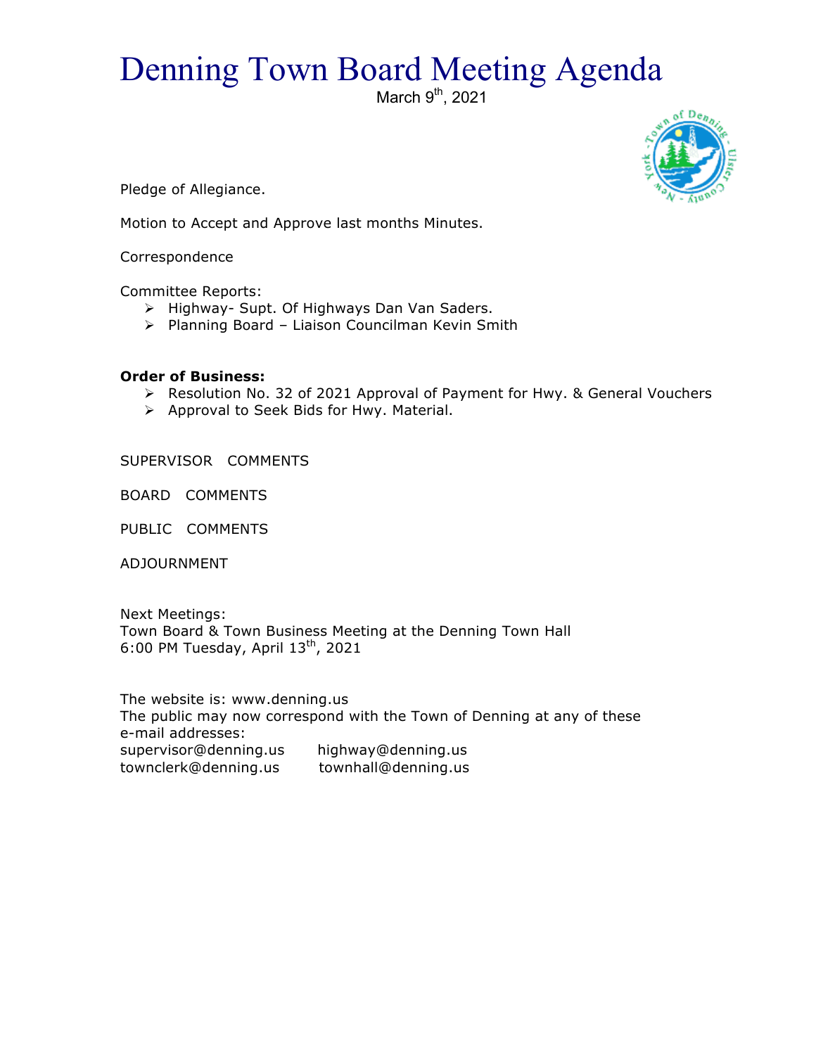# Denning Town Board Meeting Agenda

March 9th, 2021

Pledge of Allegiance.

Motion to Accept and Approve last months Minutes.

Correspondence

Committee Reports:

- Highway- Supt. Of Highways Dan Van Saders.
- Planning Board – Liaison Councilman Kevin Smith

**Order of Business:**

- Resolution No. 32 of 2021 Approval of Payment for Hwy. & General Vouchers
- Approval to Seek Bids for Hwy. Material.

SUPERVISOR COMMENTS

BOARD COMMENTS

PUBLIC COMMENTS

ADJOURNMENT

Next Meetings:
Town Board & Town Business Meeting at the Denning Town Hall
6:00 PM Tuesday, April 13th, 2021

The website is: www.denning.us
The public may now correspond with the Town of Denning at any of these e-mail addresses:
supervisor@denning.us highway@denning.us
townclerk@denning.us townhall@denning.us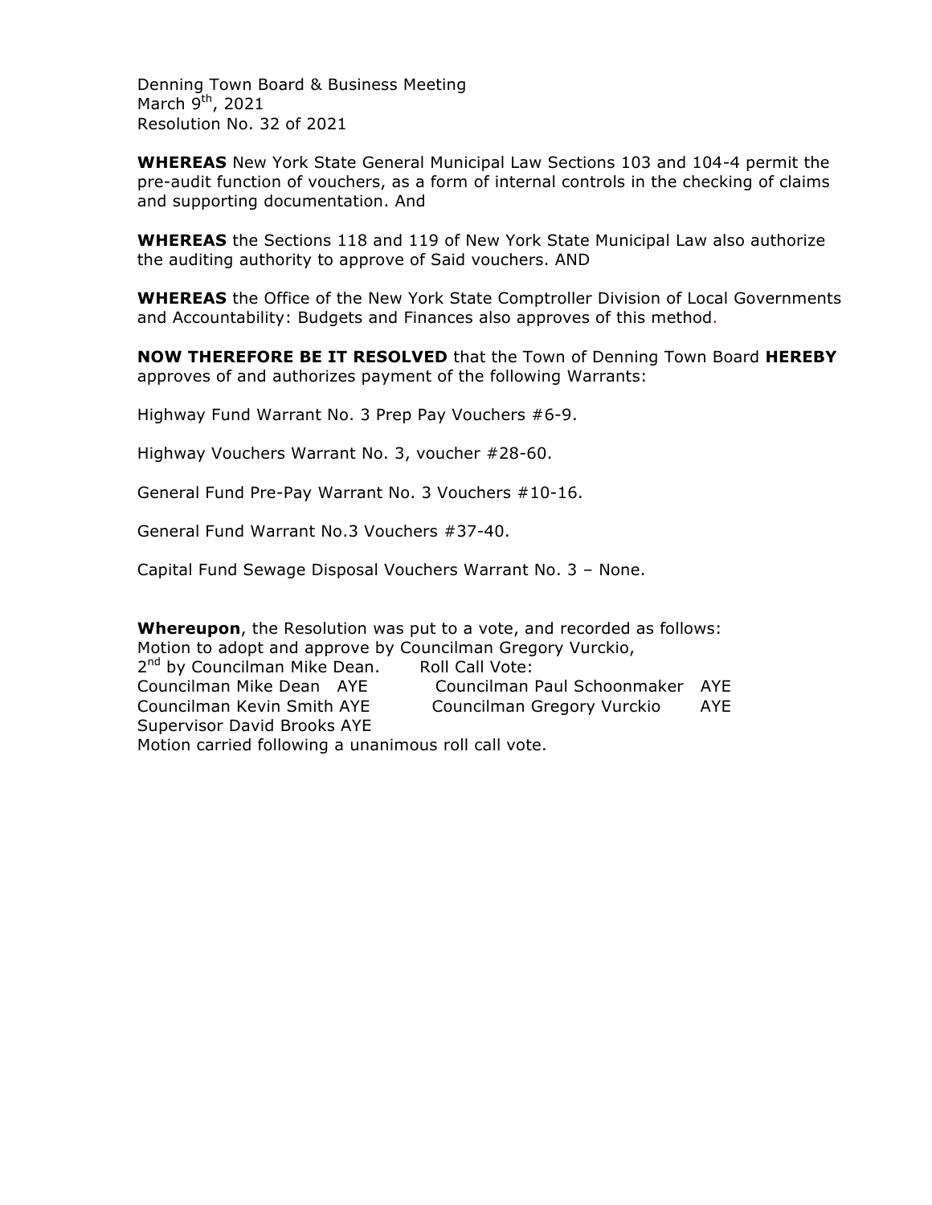Denning Town Board & Business Meeting
March 9th, 2021
Resolution No. 32 of 2021

**WHEREAS** New York State General Municipal Law Sections 103 and 104-4 permit the pre-audit function of vouchers, as a form of internal controls in the checking of claims and supporting documentation. And

**WHEREAS** the Sections 118 and 119 of New York State Municipal Law also authorize the auditing authority to approve of Said vouchers. AND

**WHEREAS** the Office of the New York State Comptroller Division of Local Governments and Accountability: Budgets and Finances also approves of this method.

**NOW THEREFORE BE IT RESOLVED** that the Town of Denning Town Board **HEREBY** approves of and authorizes payment of the following Warrants:

Highway Fund Warrant No. 3 Prep Pay Vouchers #6-9.

Highway Vouchers Warrant No. 3, voucher #28-60.

General Fund Pre-Pay Warrant No. 3 Vouchers #10-16.

General Fund Warrant No.3 Vouchers #37-40.

Capital Fund Sewage Disposal Vouchers Warrant No. 3 – None.

**Whereupon**, the Resolution was put to a vote, and recorded as follows:
Motion to adopt and approve by Councilman Gregory Vurckio,
2nd by Councilman Mike Dean. Roll Call Vote:
Councilman Mike Dean AYE Councilman Paul Schoonmaker AYE
Councilman Kevin Smith AYE Councilman Gregory Vurckio AYE
Supervisor David Brooks AYE
Motion carried following a unanimous roll call vote.